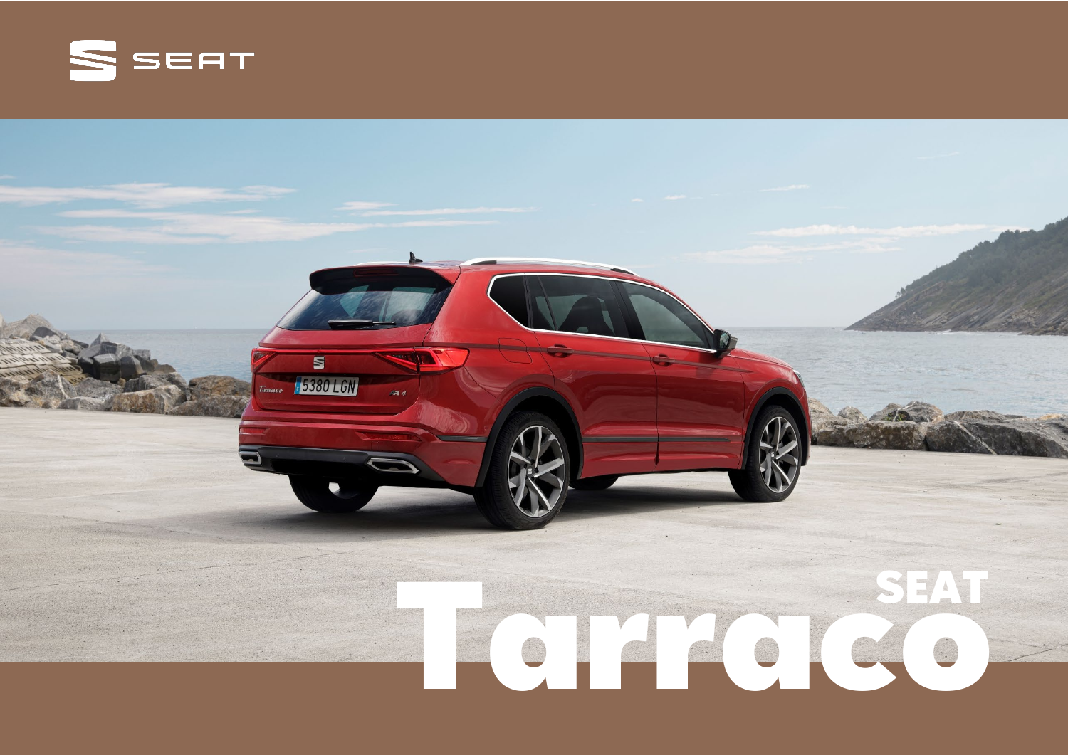SEAT

# SEAT Tarraco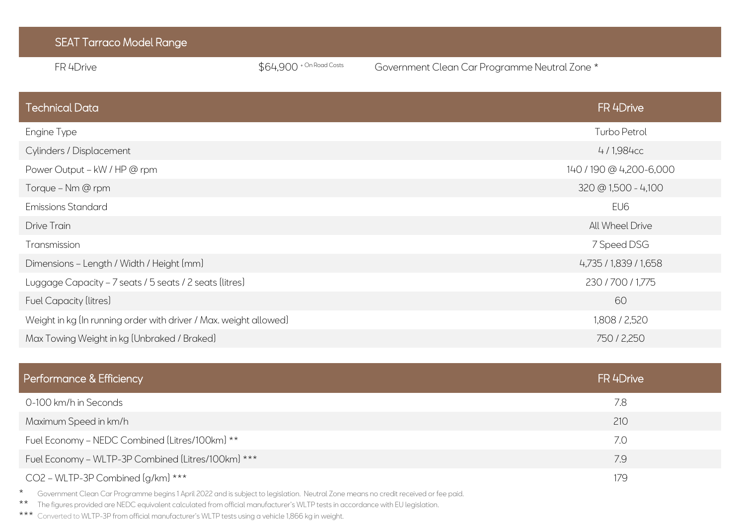## SEAT Tarraco Model Range

| Model | Price | |
|---|---|---|
| FR 4Drive | $64,900 + On Road Costs | Government Clean Car Programme Neutral Zone * |

| Technical Data | FR 4Drive |
|---|---|
| Engine Type | Turbo Petrol |
| Cylinders / Displacement | 4 / 1,984cc |
| Power Output – kW / HP @ rpm | 140 / 190 @ 4,200-6,000 |
| Torque – Nm @ rpm | 320 @ 1,500 - 4,100 |
| Emissions Standard | EU6 |
| Drive Train | All Wheel Drive |
| Transmission | 7 Speed DSG |
| Dimensions – Length / Width / Height (mm) | 4,735 / 1,839 / 1,658 |
| Luggage Capacity – 7 seats / 5 seats / 2 seats (litres) | 230 / 700 / 1,775 |
| Fuel Capacity (litres) | 60 |
| Weight in kg (In running order with driver / Max. weight allowed) | 1,808 / 2,520 |
| Max Towing Weight in kg (Unbraked / Braked) | 750 / 2,250 |

| Performance & Efficiency | FR 4Drive |
|---|---|
| 0-100 km/h in Seconds | 7.8 |
| Maximum Speed in km/h | 210 |
| Fuel Economy – NEDC Combined (Litres/100km) ** | 7.0 |
| Fuel Economy – WLTP-3P Combined (Litres/100km) *** | 7.9 |
| $CO_2$ – WLTP-3P Combined (g/km) *** | 179 |

\* Government Clean Car Programme begins 1 April 2022 and is subject to legislation. Neutral Zone means no credit received or fee paid.

** The figures provided are NEDC equivalent calculated from official manufacturer's WLTP tests in accordance with EU legislation.

*** Converted to WLTP-3P from official manufacturer's WLTP tests using a vehicle 1,866 kg in weight.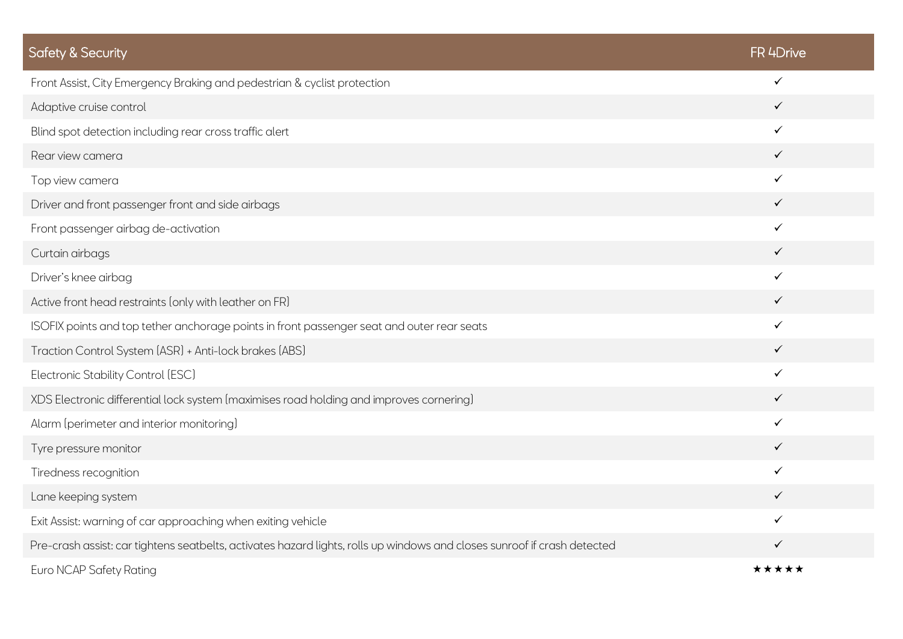| Safety & Security | FR 4Drive |
|---|---|
| Front Assist, City Emergency Braking and pedestrian & cyclist protection | ✓ |
| Adaptive cruise control | ✓ |
| Blind spot detection including rear cross traffic alert | ✓ |
| Rear view camera | ✓ |
| Top view camera | ✓ |
| Driver and front passenger front and side airbags | ✓ |
| Front passenger airbag de-activation | ✓ |
| Curtain airbags | ✓ |
| Driver's knee airbag | ✓ |
| Active front head restraints (only with leather on FR) | ✓ |
| ISOFIX points and top tether anchorage points in front passenger seat and outer rear seats | ✓ |
| Traction Control System (ASR) + Anti-lock brakes (ABS) | ✓ |
| Electronic Stability Control (ESC) | ✓ |
| XDS Electronic differential lock system (maximises road holding and improves cornering) | ✓ |
| Alarm (perimeter and interior monitoring) | ✓ |
| Tyre pressure monitor | ✓ |
| Tiredness recognition | ✓ |
| Lane keeping system | ✓ |
| Exit Assist: warning of car approaching when exiting vehicle | ✓ |
| Pre-crash assist: car tightens seatbelts, activates hazard lights, rolls up windows and closes sunroof if crash detected | ✓ |
| Euro NCAP Safety Rating | ★★★★★ |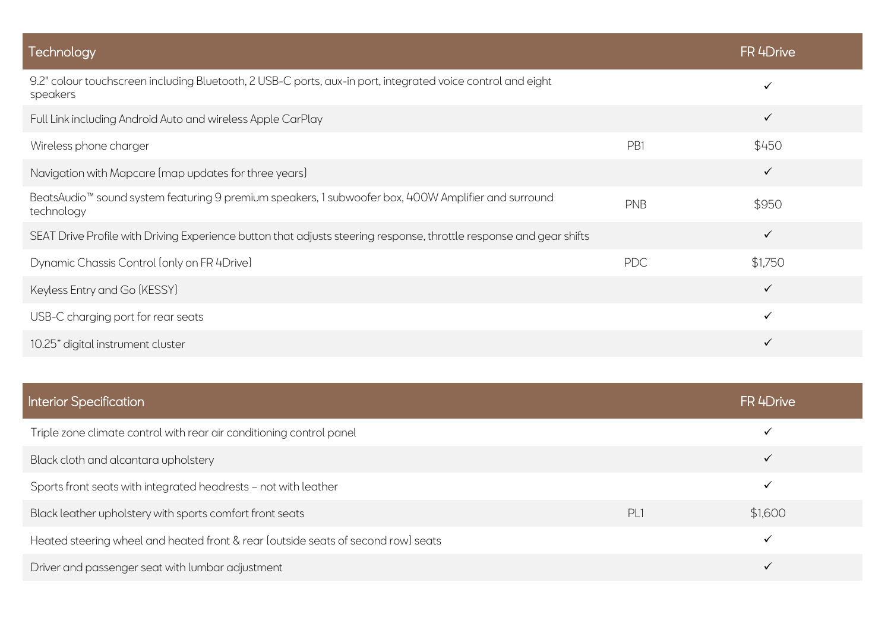| Technology | | FR 4Drive |
| --- | --- | --- |
| 9.2" colour touchscreen including Bluetooth, 2 USB-C ports, aux-in port, integrated voice control and eight speakers | | ✓ |
| Full Link including Android Auto and wireless Apple CarPlay | | ✓ |
| Wireless phone charger | PB1 | $450 |
| Navigation with Mapcare (map updates for three years) | | ✓ |
| BeatsAudio™ sound system featuring 9 premium speakers, 1 subwoofer box, 400W Amplifier and surround technology | PNB | $950 |
| SEAT Drive Profile with Driving Experience button that adjusts steering response, throttle response and gear shifts | | ✓ |
| Dynamic Chassis Control (only on FR 4Drive) | PDC | $1,750 |
| Keyless Entry and Go (KESSY) | | ✓ |
| USB-C charging port for rear seats | | ✓ |
| 10.25" digital instrument cluster | | ✓ |

| Interior Specification | | FR 4Drive |
| --- | --- | --- |
| Triple zone climate control with rear air conditioning control panel | | ✓ |
| Black cloth and alcantara upholstery | | ✓ |
| Sports front seats with integrated headrests – not with leather | | ✓ |
| Black leather upholstery with sports comfort front seats | PL1 | $1,600 |
| Heated steering wheel and heated front & rear (outside seats of second row) seats | | ✓ |
| Driver and passenger seat with lumbar adjustment | | ✓ |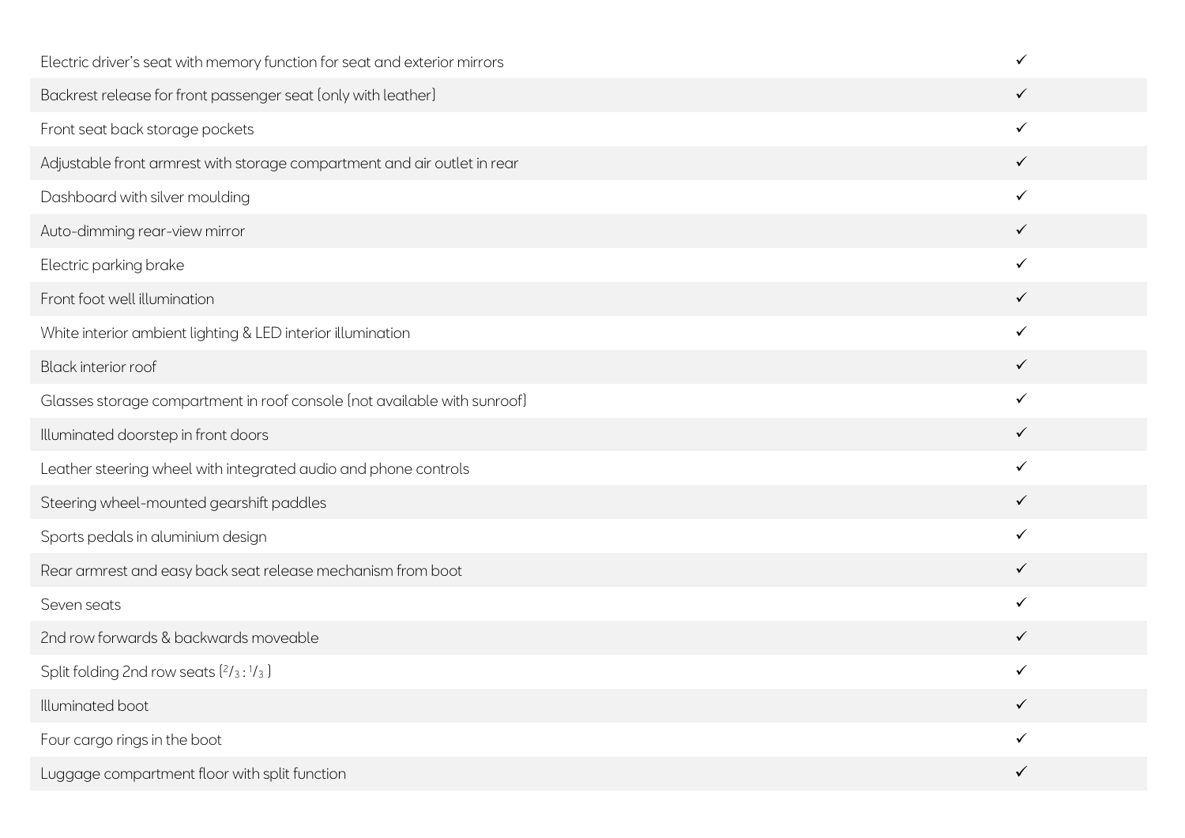| | |
|---|---|
| Electric driver's seat with memory function for seat and exterior mirrors | ✓ |
| Backrest release for front passenger seat (only with leather) | ✓ |
| Front seat back storage pockets | ✓ |
| Adjustable front armrest with storage compartment and air outlet in rear | ✓ |
| Dashboard with silver moulding | ✓ |
| Auto-dimming rear-view mirror | ✓ |
| Electric parking brake | ✓ |
| Front foot well illumination | ✓ |
| White interior ambient lighting & LED interior illumination | ✓ |
| Black interior roof | ✓ |
| Glasses storage compartment in roof console (not available with sunroof) | ✓ |
| Illuminated doorstep in front doors | ✓ |
| Leather steering wheel with integrated audio and phone controls | ✓ |
| Steering wheel-mounted gearshift paddles | ✓ |
| Sports pedals in aluminium design | ✓ |
| Rear armrest and easy back seat release mechanism from boot | ✓ |
| Seven seats | ✓ |
| 2nd row forwards & backwards moveable | ✓ |
| Split folding 2nd row seats ($^{2}/_{3}$ : $^{1}/_{3}$ ) | ✓ |
| Illuminated boot | ✓ |
| Four cargo rings in the boot | ✓ |
| Luggage compartment floor with split function | ✓ |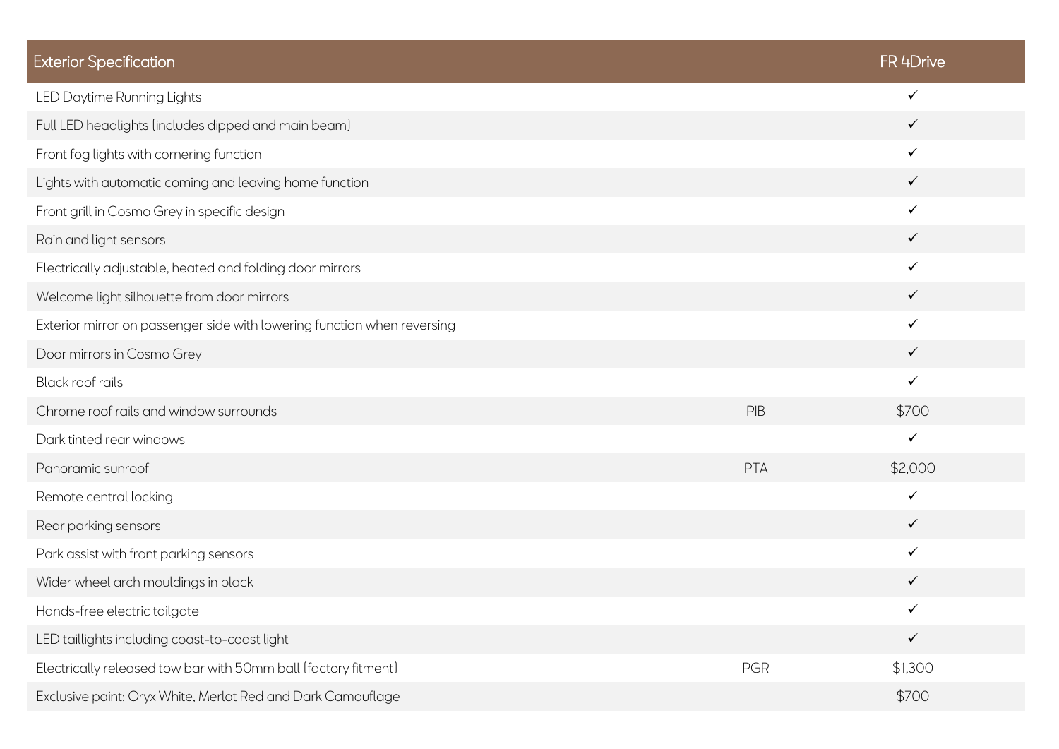| Exterior Specification | | FR 4Drive |
|---|---|---|
| LED Daytime Running Lights | | ✓ |
| Full LED headlights (includes dipped and main beam) | | ✓ |
| Front fog lights with cornering function | | ✓ |
| Lights with automatic coming and leaving home function | | ✓ |
| Front grill in Cosmo Grey in specific design | | ✓ |
| Rain and light sensors | | ✓ |
| Electrically adjustable, heated and folding door mirrors | | ✓ |
| Welcome light silhouette from door mirrors | | ✓ |
| Exterior mirror on passenger side with lowering function when reversing | | ✓ |
| Door mirrors in Cosmo Grey | | ✓ |
| Black roof rails | | ✓ |
| Chrome roof rails and window surrounds | PIB | $700 |
| Dark tinted rear windows | | ✓ |
| Panoramic sunroof | PTA | $2,000 |
| Remote central locking | | ✓ |
| Rear parking sensors | | ✓ |
| Park assist with front parking sensors | | ✓ |
| Wider wheel arch mouldings in black | | ✓ |
| Hands-free electric tailgate | | ✓ |
| LED taillights including coast-to-coast light | | ✓ |
| Electrically released tow bar with 50mm ball (factory fitment) | PGR | $1,300 |
| Exclusive paint: Oryx White, Merlot Red and Dark Camouflage | | $700 |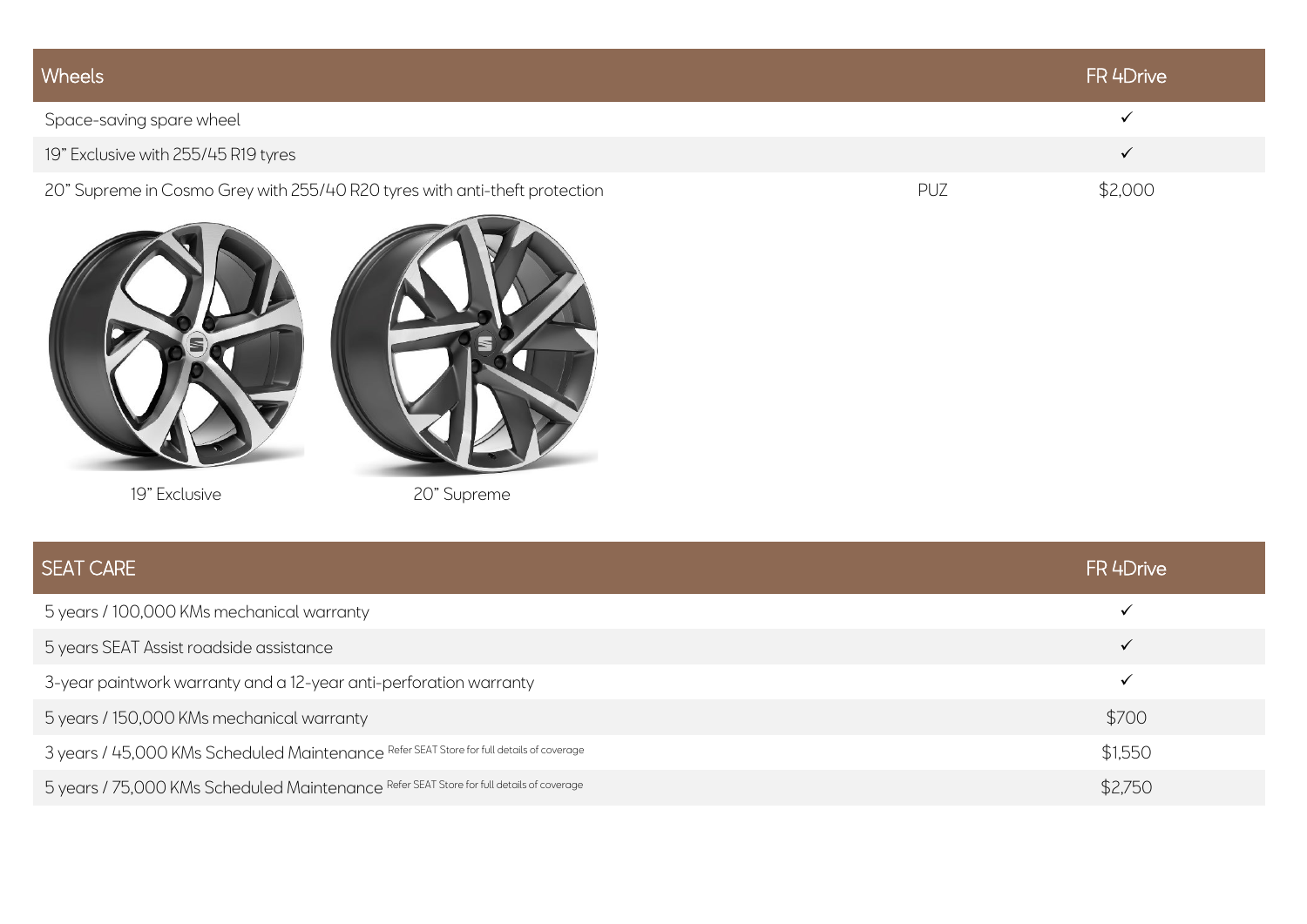| Wheels | | FR 4Drive |
| --- | --- | --- |
| Space-saving spare wheel | | ✓ |
| 19" Exclusive with 255/45 R19 tyres | | ✓ |
| 20" Supreme in Cosmo Grey with 255/40 R20 tyres with anti-theft protection | PUZ | $2,000 |

19" Exclusive

20" Supreme

| SEAT CARE | FR 4Drive |
| --- | --- |
| 5 years / 100,000 KMs mechanical warranty | ✓ |
| 5 years SEAT Assist roadside assistance | ✓ |
| 3-year paintwork warranty and a 12-year anti-perforation warranty | ✓ |
| 5 years / 150,000 KMs mechanical warranty | $700 |
| 3 years / 45,000 KMs Scheduled Maintenance Refer SEAT Store for full details of coverage | $1,550 |
| 5 years / 75,000 KMs Scheduled Maintenance Refer SEAT Store for full details of coverage | $2,750 |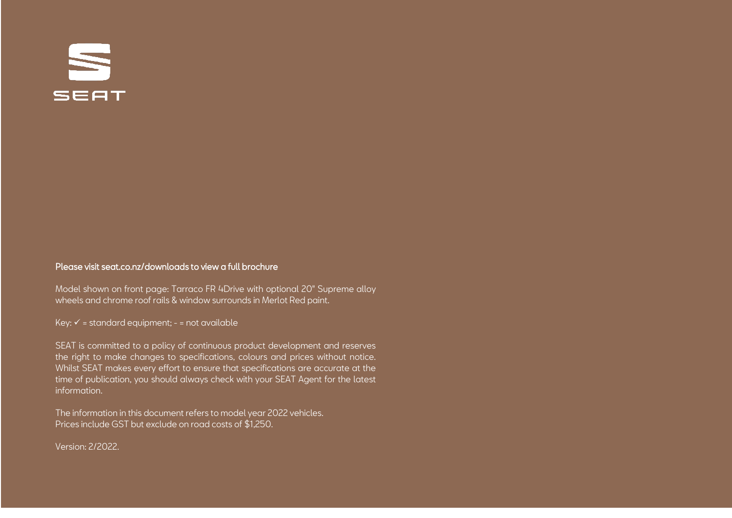SEAT

**Please visit seat.co.nz/downloads to view a full brochure**

Model shown on front page: Tarraco FR 4Drive with optional 20" Supreme alloy wheels and chrome roof rails & window surrounds in Merlot Red paint.

Key: ✓ = standard equipment; - = not available

SEAT is committed to a policy of continuous product development and reserves the right to make changes to specifications, colours and prices without notice. Whilst SEAT makes every effort to ensure that specifications are accurate at the time of publication, you should always check with your SEAT Agent for the latest information.

The information in this document refers to model year 2022 vehicles.
Prices include GST but exclude on road costs of $1,250.

Version: 2/2022.